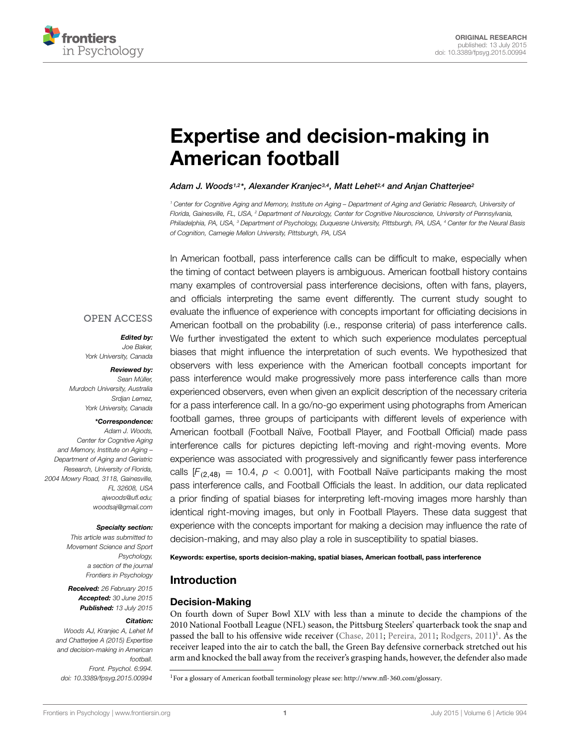ORIGINAL RESEARCH
published: 13 July 2015
doi: 10.3389/fpsyg.2015.00994

# Expertise and decision-making in American football

*Adam J. Woods[1,2]*, Alexander Kranjec[3,4], Matt Lehet[2,4] and Anjan Chatterjee[2]*

[1] Center for Cognitive Aging and Memory, Institute on Aging – Department of Aging and Geriatric Research, University of Florida, Gainesville, FL, USA, [2] Department of Neurology, Center for Cognitive Neuroscience, University of Pennsylvania, Philadelphia, PA, USA, [3] Department of Psychology, Duquesne University, Pittsburgh, PA, USA, [4] Center for the Neural Basis of Cognition, Carnegie Mellon University, Pittsburgh, PA, USA

OPEN ACCESS

***Edited by:***
Joe Baker,
York University, Canada

***Reviewed by:***
Sean Müller,
Murdoch University, Australia
Srdjan Lemez,
York University, Canada

***\*Correspondence:***
Adam J. Woods,
Center for Cognitive Aging and Memory, Institute on Aging – Department of Aging and Geriatric Research, University of Florida, 2004 Mowry Road, 3118, Gainesville, FL 32608, USA
ajwoods@ufl.edu;
woodsaj@gmail.com

***Specialty section:***
This article was submitted to Movement Science and Sport Psychology, a section of the journal Frontiers in Psychology

***Received:*** 26 February 2015
***Accepted:*** 30 June 2015
***Published:*** 13 July 2015

***Citation:***
Woods AJ, Kranjec A, Lehet M and Chatterjee A (2015) Expertise and decision-making in American football. Front. Psychol. 6:994. doi: 10.3389/fpsyg.2015.00994

In American football, pass interference calls can be difficult to make, especially when the timing of contact between players is ambiguous. American football history contains many examples of controversial pass interference decisions, often with fans, players, and officials interpreting the same event differently. The current study sought to evaluate the influence of experience with concepts important for officiating decisions in American football on the probability (i.e., response criteria) of pass interference calls. We further investigated the extent to which such experience modulates perceptual biases that might influence the interpretation of such events. We hypothesized that observers with less experience with the American football concepts important for pass interference would make progressively more pass interference calls than more experienced observers, even when given an explicit description of the necessary criteria for a pass interference call. In a go/no-go experiment using photographs from American football games, three groups of participants with different levels of experience with American football (Football Naïve, Football Player, and Football Official) made pass interference calls for pictures depicting left-moving and right-moving events. More experience was associated with progressively and significantly fewer pass interference calls [$F_{(2,48)} = 10.4$, $p < 0.001$], with Football Naïve participants making the most pass interference calls, and Football Officials the least. In addition, our data replicated a prior finding of spatial biases for interpreting left-moving images more harshly than identical right-moving images, but only in Football Players. These data suggest that experience with the concepts important for making a decision may influence the rate of decision-making, and may also play a role in susceptibility to spatial biases.

**Keywords: expertise, sports decision-making, spatial biases, American football, pass interference**

## Introduction

### Decision-Making

On fourth down of Super Bowl XLV with less than a minute to decide the champions of the 2010 National Football League (NFL) season, the Pittsburg Steelers' quarterback took the snap and passed the ball to his offensive wide receiver (Chase, 2011; Pereira, 2011; Rodgers, 2011)[1]. As the receiver leaped into the air to catch the ball, the Green Bay defensive cornerback stretched out his arm and knocked the ball away from the receiver's grasping hands, however, the defender also made

[1] For a glossary of American football terminology please see: http://www.nfl-360.com/glossary.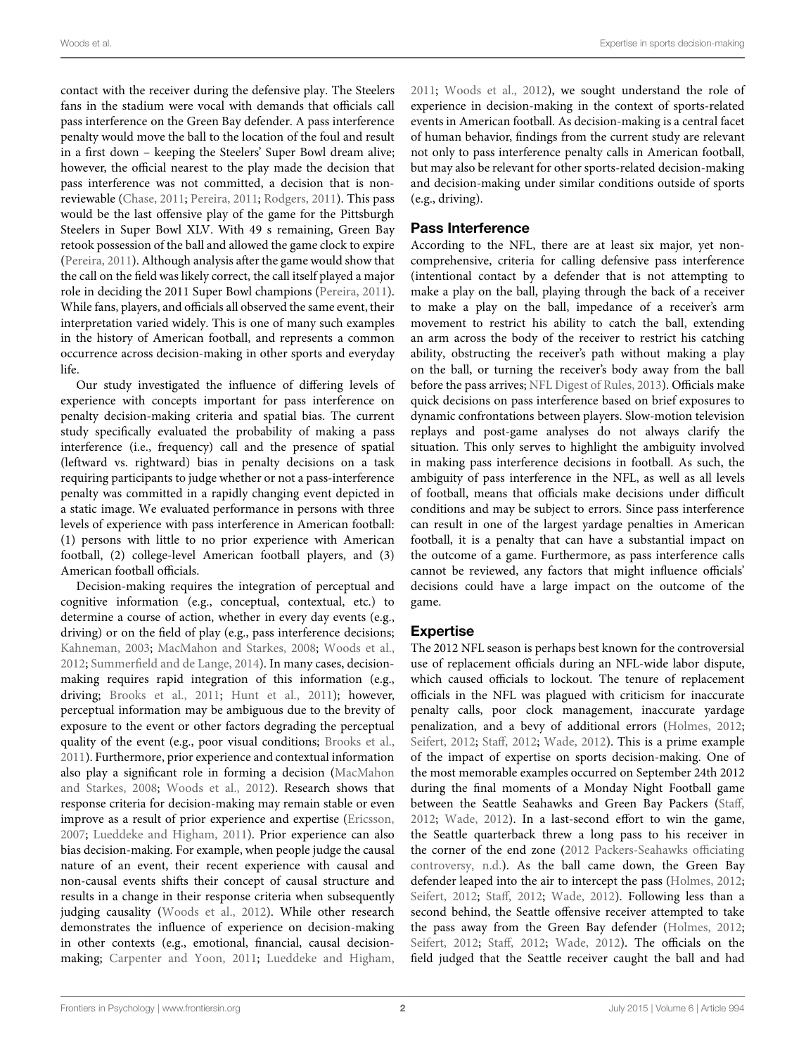contact with the receiver during the defensive play. The Steelers fans in the stadium were vocal with demands that officials call pass interference on the Green Bay defender. A pass interference penalty would move the ball to the location of the foul and result in a first down – keeping the Steelers' Super Bowl dream alive; however, the official nearest to the play made the decision that pass interference was not committed, a decision that is non-reviewable (Chase, 2011; Pereira, 2011; Rodgers, 2011). This pass would be the last offensive play of the game for the Pittsburgh Steelers in Super Bowl XLV. With 49 s remaining, Green Bay retook possession of the ball and allowed the game clock to expire (Pereira, 2011). Although analysis after the game would show that the call on the field was likely correct, the call itself played a major role in deciding the 2011 Super Bowl champions (Pereira, 2011). While fans, players, and officials all observed the same event, their interpretation varied widely. This is one of many such examples in the history of American football, and represents a common occurrence across decision-making in other sports and everyday life.

Our study investigated the influence of differing levels of experience with concepts important for pass interference on penalty decision-making criteria and spatial bias. The current study specifically evaluated the probability of making a pass interference (i.e., frequency) call and the presence of spatial (leftward vs. rightward) bias in penalty decisions on a task requiring participants to judge whether or not a pass-interference penalty was committed in a rapidly changing event depicted in a static image. We evaluated performance in persons with three levels of experience with pass interference in American football: (1) persons with little to no prior experience with American football, (2) college-level American football players, and (3) American football officials.

Decision-making requires the integration of perceptual and cognitive information (e.g., conceptual, contextual, etc.) to determine a course of action, whether in every day events (e.g., driving) or on the field of play (e.g., pass interference decisions; Kahneman, 2003; MacMahon and Starkes, 2008; Woods et al., 2012; Summerfield and de Lange, 2014). In many cases, decision-making requires rapid integration of this information (e.g., driving; Brooks et al., 2011; Hunt et al., 2011); however, perceptual information may be ambiguous due to the brevity of exposure to the event or other factors degrading the perceptual quality of the event (e.g., poor visual conditions; Brooks et al., 2011). Furthermore, prior experience and contextual information also play a significant role in forming a decision (MacMahon and Starkes, 2008; Woods et al., 2012). Research shows that response criteria for decision-making may remain stable or even improve as a result of prior experience and expertise (Ericsson, 2007; Lueddeke and Higham, 2011). Prior experience can also bias decision-making. For example, when people judge the causal nature of an event, their recent experience with causal and non-causal events shifts their concept of causal structure and results in a change in their response criteria when subsequently judging causality (Woods et al., 2012). While other research demonstrates the influence of experience on decision-making in other contexts (e.g., emotional, financial, causal decision-making; Carpenter and Yoon, 2011; Lueddeke and Higham, 2011; Woods et al., 2012), we sought understand the role of experience in decision-making in the context of sports-related events in American football. As decision-making is a central facet of human behavior, findings from the current study are relevant not only to pass interference penalty calls in American football, but may also be relevant for other sports-related decision-making and decision-making under similar conditions outside of sports (e.g., driving).

## Pass Interference

According to the NFL, there are at least six major, yet non-comprehensive, criteria for calling defensive pass interference (intentional contact by a defender that is not attempting to make a play on the ball, playing through the back of a receiver to make a play on the ball, impedance of a receiver's arm movement to restrict his ability to catch the ball, extending an arm across the body of the receiver to restrict his catching ability, obstructing the receiver's path without making a play on the ball, or turning the receiver's body away from the ball before the pass arrives; NFL Digest of Rules, 2013). Officials make quick decisions on pass interference based on brief exposures to dynamic confrontations between players. Slow-motion television replays and post-game analyses do not always clarify the situation. This only serves to highlight the ambiguity involved in making pass interference decisions in football. As such, the ambiguity of pass interference in the NFL, as well as all levels of football, means that officials make decisions under difficult conditions and may be subject to errors. Since pass interference can result in one of the largest yardage penalties in American football, it is a penalty that can have a substantial impact on the outcome of a game. Furthermore, as pass interference calls cannot be reviewed, any factors that might influence officials' decisions could have a large impact on the outcome of the game.

## Expertise

The 2012 NFL season is perhaps best known for the controversial use of replacement officials during an NFL-wide labor dispute, which caused officials to lockout. The tenure of replacement officials in the NFL was plagued with criticism for inaccurate penalty calls, poor clock management, inaccurate yardage penalization, and a bevy of additional errors (Holmes, 2012; Seifert, 2012; Staff, 2012; Wade, 2012). This is a prime example of the impact of expertise on sports decision-making. One of the most memorable examples occurred on September 24th 2012 during the final moments of a Monday Night Football game between the Seattle Seahawks and Green Bay Packers (Staff, 2012; Wade, 2012). In a last-second effort to win the game, the Seattle quarterback threw a long pass to his receiver in the corner of the end zone (2012 Packers-Seahawks officiating controversy, n.d.). As the ball came down, the Green Bay defender leaped into the air to intercept the pass (Holmes, 2012; Seifert, 2012; Staff, 2012; Wade, 2012). Following less than a second behind, the Seattle offensive receiver attempted to take the pass away from the Green Bay defender (Holmes, 2012; Seifert, 2012; Staff, 2012; Wade, 2012). The officials on the field judged that the Seattle receiver caught the ball and had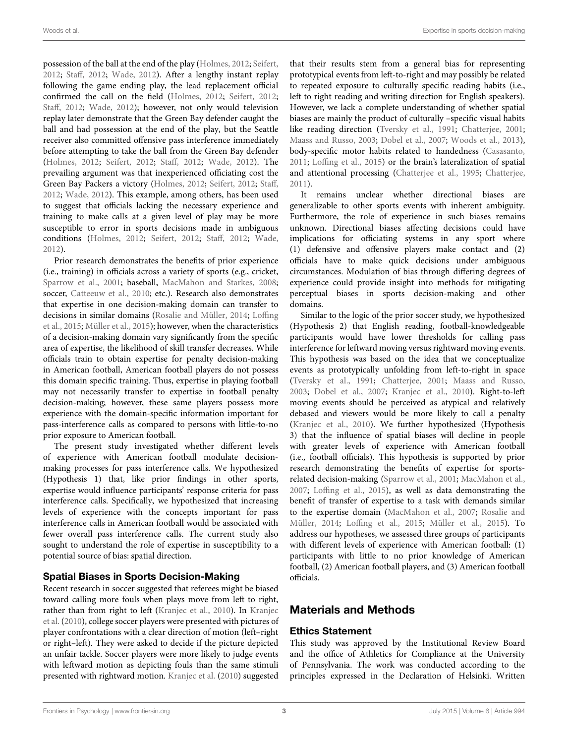possession of the ball at the end of the play (Holmes, 2012; Seifert, 2012; Staff, 2012; Wade, 2012). After a lengthy instant replay following the game ending play, the lead replacement official confirmed the call on the field (Holmes, 2012; Seifert, 2012; Staff, 2012; Wade, 2012); however, not only would television replay later demonstrate that the Green Bay defender caught the ball and had possession at the end of the play, but the Seattle receiver also committed offensive pass interference immediately before attempting to take the ball from the Green Bay defender (Holmes, 2012; Seifert, 2012; Staff, 2012; Wade, 2012). The prevailing argument was that inexperienced officiating cost the Green Bay Packers a victory (Holmes, 2012; Seifert, 2012; Staff, 2012; Wade, 2012). This example, among others, has been used to suggest that officials lacking the necessary experience and training to make calls at a given level of play may be more susceptible to error in sports decisions made in ambiguous conditions (Holmes, 2012; Seifert, 2012; Staff, 2012; Wade, 2012).

Prior research demonstrates the benefits of prior experience (i.e., training) in officials across a variety of sports (e.g., cricket, Sparrow et al., 2001; baseball, MacMahon and Starkes, 2008; soccer, Catteeuw et al., 2010; etc.). Research also demonstrates that expertise in one decision-making domain can transfer to decisions in similar domains (Rosalie and Müller, 2014; Loffing et al., 2015; Müller et al., 2015); however, when the characteristics of a decision-making domain vary significantly from the specific area of expertise, the likelihood of skill transfer decreases. While officials train to obtain expertise for penalty decision-making in American football, American football players do not possess this domain specific training. Thus, expertise in playing football may not necessarily transfer to expertise in football penalty decision-making; however, these same players possess more experience with the domain-specific information important for pass-interference calls as compared to persons with little-to-no prior exposure to American football.

The present study investigated whether different levels of experience with American football modulate decision-making processes for pass interference calls. We hypothesized (Hypothesis 1) that, like prior findings in other sports, expertise would influence participants' response criteria for pass interference calls. Specifically, we hypothesized that increasing levels of experience with the concepts important for pass interference calls in American football would be associated with fewer overall pass interference calls. The current study also sought to understand the role of expertise in susceptibility to a potential source of bias: spatial direction.

### Spatial Biases in Sports Decision-Making

Recent research in soccer suggested that referees might be biased toward calling more fouls when plays move from left to right, rather than from right to left (Kranjec et al., 2010). In Kranjec et al. (2010), college soccer players were presented with pictures of player confrontations with a clear direction of motion (left–right or right–left). They were asked to decide if the picture depicted an unfair tackle. Soccer players were more likely to judge events with leftward motion as depicting fouls than the same stimuli presented with rightward motion. Kranjec et al. (2010) suggested that their results stem from a general bias for representing prototypical events from left-to-right and may possibly be related to repeated exposure to culturally specific reading habits (i.e., left to right reading and writing direction for English speakers). However, we lack a complete understanding of whether spatial biases are mainly the product of culturally –specific visual habits like reading direction (Tversky et al., 1991; Chatterjee, 2001; Maass and Russo, 2003; Dobel et al., 2007; Woods et al., 2013), body-specific motor habits related to handedness (Casasanto, 2011; Loffing et al., 2015) or the brain's lateralization of spatial and attentional processing (Chatterjee et al., 1995; Chatterjee, 2011).

It remains unclear whether directional biases are generalizable to other sports events with inherent ambiguity. Furthermore, the role of experience in such biases remains unknown. Directional biases affecting decisions could have implications for officiating systems in any sport where (1) defensive and offensive players make contact and (2) officials have to make quick decisions under ambiguous circumstances. Modulation of bias through differing degrees of experience could provide insight into methods for mitigating perceptual biases in sports decision-making and other domains.

Similar to the logic of the prior soccer study, we hypothesized (Hypothesis 2) that English reading, football-knowledgeable participants would have lower thresholds for calling pass interference for leftward moving versus rightward moving events. This hypothesis was based on the idea that we conceptualize events as prototypically unfolding from left-to-right in space (Tversky et al., 1991; Chatterjee, 2001; Maass and Russo, 2003; Dobel et al., 2007; Kranjec et al., 2010). Right-to-left moving events should be perceived as atypical and relatively debased and viewers would be more likely to call a penalty (Kranjec et al., 2010). We further hypothesized (Hypothesis 3) that the influence of spatial biases will decline in people with greater levels of experience with American football (i.e., football officials). This hypothesis is supported by prior research demonstrating the benefits of expertise for sports-related decision-making (Sparrow et al., 2001; MacMahon et al., 2007; Loffing et al., 2015), as well as data demonstrating the benefit of transfer of expertise to a task with demands similar to the expertise domain (MacMahon et al., 2007; Rosalie and Müller, 2014; Loffing et al., 2015; Müller et al., 2015). To address our hypotheses, we assessed three groups of participants with different levels of experience with American football: (1) participants with little to no prior knowledge of American football, (2) American football players, and (3) American football officials.

## Materials and Methods

### Ethics Statement

This study was approved by the Institutional Review Board and the office of Athletics for Compliance at the University of Pennsylvania. The work was conducted according to the principles expressed in the Declaration of Helsinki. Written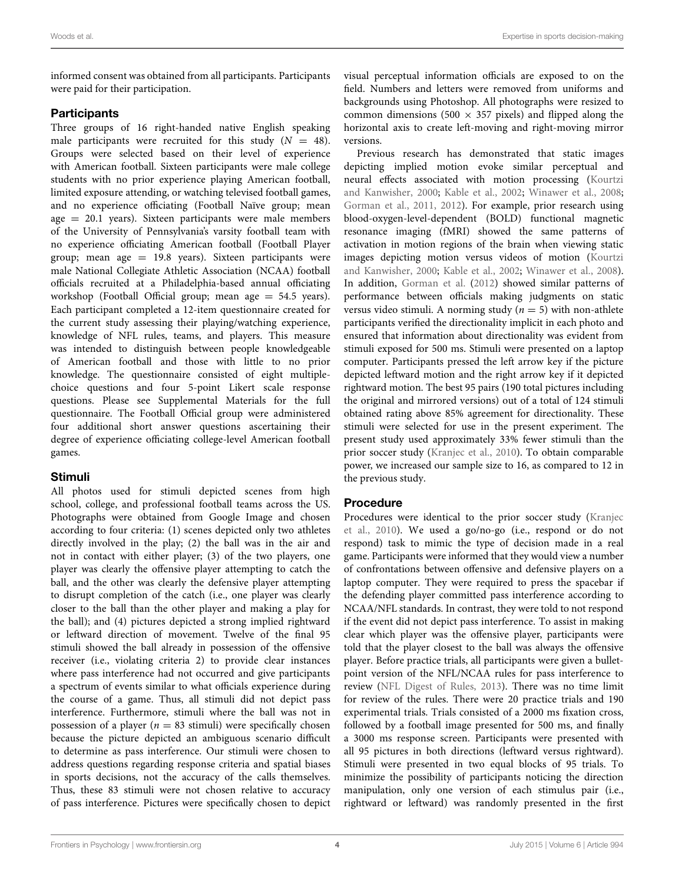informed consent was obtained from all participants. Participants were paid for their participation.

## Participants

Three groups of 16 right-handed native English speaking male participants were recruited for this study ($N = 48$). Groups were selected based on their level of experience with American football. Sixteen participants were male college students with no prior experience playing American football, limited exposure attending, or watching televised football games, and no experience officiating (Football Naïve group; mean age = 20.1 years). Sixteen participants were male members of the University of Pennsylvania's varsity football team with no experience officiating American football (Football Player group; mean age = 19.8 years). Sixteen participants were male National Collegiate Athletic Association (NCAA) football officials recruited at a Philadelphia-based annual officiating workshop (Football Official group; mean age = 54.5 years). Each participant completed a 12-item questionnaire created for the current study assessing their playing/watching experience, knowledge of NFL rules, teams, and players. This measure was intended to distinguish between people knowledgeable of American football and those with little to no prior knowledge. The questionnaire consisted of eight multiple-choice questions and four 5-point Likert scale response questions. Please see Supplemental Materials for the full questionnaire. The Football Official group were administered four additional short answer questions ascertaining their degree of experience officiating college-level American football games.

## Stimuli

All photos used for stimuli depicted scenes from high school, college, and professional football teams across the US. Photographs were obtained from Google Image and chosen according to four criteria: (1) scenes depicted only two athletes directly involved in the play; (2) the ball was in the air and not in contact with either player; (3) of the two players, one player was clearly the offensive player attempting to catch the ball, and the other was clearly the defensive player attempting to disrupt completion of the catch (i.e., one player was clearly closer to the ball than the other player and making a play for the ball); and (4) pictures depicted a strong implied rightward or leftward direction of movement. Twelve of the final 95 stimuli showed the ball already in possession of the offensive receiver (i.e., violating criteria 2) to provide clear instances where pass interference had not occurred and give participants a spectrum of events similar to what officials experience during the course of a game. Thus, all stimuli did not depict pass interference. Furthermore, stimuli where the ball was not in possession of a player ($n = 83$ stimuli) were specifically chosen because the picture depicted an ambiguous scenario difficult to determine as pass interference. Our stimuli were chosen to address questions regarding response criteria and spatial biases in sports decisions, not the accuracy of the calls themselves. Thus, these 83 stimuli were not chosen relative to accuracy of pass interference. Pictures were specifically chosen to depict visual perceptual information officials are exposed to on the field. Numbers and letters were removed from uniforms and backgrounds using Photoshop. All photographs were resized to common dimensions (500 × 357 pixels) and flipped along the horizontal axis to create left-moving and right-moving mirror versions.

Previous research has demonstrated that static images depicting implied motion evoke similar perceptual and neural effects associated with motion processing (Kourtzi and Kanwisher, 2000; Kable et al., 2002; Winawer et al., 2008; Gorman et al., 2011, 2012). For example, prior research using blood-oxygen-level-dependent (BOLD) functional magnetic resonance imaging (fMRI) showed the same patterns of activation in motion regions of the brain when viewing static images depicting motion versus videos of motion (Kourtzi and Kanwisher, 2000; Kable et al., 2002; Winawer et al., 2008). In addition, Gorman et al. (2012) showed similar patterns of performance between officials making judgments on static versus video stimuli. A norming study ($n = 5$) with non-athlete participants verified the directionality implicit in each photo and ensured that information about directionality was evident from stimuli exposed for 500 ms. Stimuli were presented on a laptop computer. Participants pressed the left arrow key if the picture depicted leftward motion and the right arrow key if it depicted rightward motion. The best 95 pairs (190 total pictures including the original and mirrored versions) out of a total of 124 stimuli obtained rating above 85% agreement for directionality. These stimuli were selected for use in the present experiment. The present study used approximately 33% fewer stimuli than the prior soccer study (Kranjec et al., 2010). To obtain comparable power, we increased our sample size to 16, as compared to 12 in the previous study.

## Procedure

Procedures were identical to the prior soccer study (Kranjec et al., 2010). We used a go/no-go (i.e., respond or do not respond) task to mimic the type of decision made in a real game. Participants were informed that they would view a number of confrontations between offensive and defensive players on a laptop computer. They were required to press the spacebar if the defending player committed pass interference according to NCAA/NFL standards. In contrast, they were told to not respond if the event did not depict pass interference. To assist in making clear which player was the offensive player, participants were told that the player closest to the ball was always the offensive player. Before practice trials, all participants were given a bullet-point version of the NFL/NCAA rules for pass interference to review (NFL Digest of Rules, 2013). There was no time limit for review of the rules. There were 20 practice trials and 190 experimental trials. Trials consisted of a 2000 ms fixation cross, followed by a football image presented for 500 ms, and finally a 3000 ms response screen. Participants were presented with all 95 pictures in both directions (leftward versus rightward). Stimuli were presented in two equal blocks of 95 trials. To minimize the possibility of participants noticing the direction manipulation, only one version of each stimulus pair (i.e., rightward or leftward) was randomly presented in the first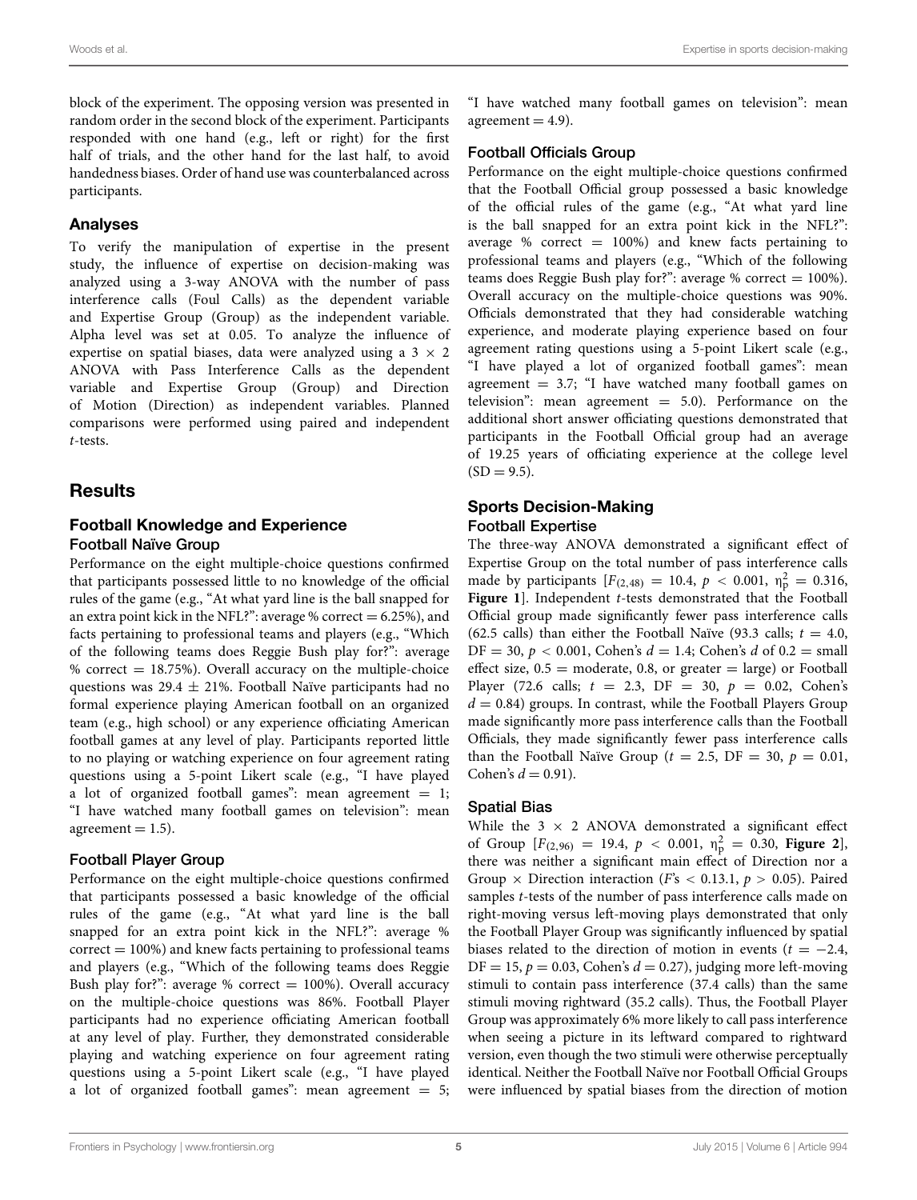block of the experiment. The opposing version was presented in random order in the second block of the experiment. Participants responded with one hand (e.g., left or right) for the first half of trials, and the other hand for the last half, to avoid handedness biases. Order of hand use was counterbalanced across participants.

### Analyses

To verify the manipulation of expertise in the present study, the influence of expertise on decision-making was analyzed using a 3-way ANOVA with the number of pass interference calls (Foul Calls) as the dependent variable and Expertise Group (Group) as the independent variable. Alpha level was set at 0.05. To analyze the influence of expertise on spatial biases, data were analyzed using a 3 × 2 ANOVA with Pass Interference Calls as the dependent variable and Expertise Group (Group) and Direction of Motion (Direction) as independent variables. Planned comparisons were performed using paired and independent *t*-tests.

## Results

### Football Knowledge and Experience

#### Football Naïve Group

Performance on the eight multiple-choice questions confirmed that participants possessed little to no knowledge of the official rules of the game (e.g., "At what yard line is the ball snapped for an extra point kick in the NFL?": average % correct = 6.25%), and facts pertaining to professional teams and players (e.g., "Which of the following teams does Reggie Bush play for?": average % correct = 18.75%). Overall accuracy on the multiple-choice questions was 29.4 ± 21%. Football Naïve participants had no formal experience playing American football on an organized team (e.g., high school) or any experience officiating American football games at any level of play. Participants reported little to no playing or watching experience on four agreement rating questions using a 5-point Likert scale (e.g., "I have played a lot of organized football games": mean agreement = 1; "I have watched many football games on television": mean agreement = 1.5).

#### Football Player Group

Performance on the eight multiple-choice questions confirmed that participants possessed a basic knowledge of the official rules of the game (e.g., "At what yard line is the ball snapped for an extra point kick in the NFL?": average % correct = 100%) and knew facts pertaining to professional teams and players (e.g., "Which of the following teams does Reggie Bush play for?": average % correct = 100%). Overall accuracy on the multiple-choice questions was 86%. Football Player participants had no experience officiating American football at any level of play. Further, they demonstrated considerable playing and watching experience on four agreement rating questions using a 5-point Likert scale (e.g., "I have played a lot of organized football games": mean agreement = 5; "I have watched many football games on television": mean agreement = 4.9).

#### Football Officials Group

Performance on the eight multiple-choice questions confirmed that the Football Official group possessed a basic knowledge of the official rules of the game (e.g., "At what yard line is the ball snapped for an extra point kick in the NFL?": average % correct = 100%) and knew facts pertaining to professional teams and players (e.g., "Which of the following teams does Reggie Bush play for?": average % correct = 100%). Overall accuracy on the multiple-choice questions was 90%. Officials demonstrated that they had considerable watching experience, and moderate playing experience based on four agreement rating questions using a 5-point Likert scale (e.g., "I have played a lot of organized football games": mean agreement = 3.7; "I have watched many football games on television": mean agreement = 5.0). Performance on the additional short answer officiating questions demonstrated that participants in the Football Official group had an average of 19.25 years of officiating experience at the college level (SD = 9.5).

### Sports Decision-Making

#### Football Expertise

The three-way ANOVA demonstrated a significant effect of Expertise Group on the total number of pass interference calls made by participants [$F_{(2,48)} = 10.4$, $p < 0.001$, $\eta_p^2 = 0.316$, **Figure 1**]. Independent *t*-tests demonstrated that the Football Official group made significantly fewer pass interference calls (62.5 calls) than either the Football Naïve (93.3 calls; $t = 4.0$, DF = 30, $p < 0.001$, Cohen's $d = 1.4$; Cohen's $d$ of 0.2 = small effect size, 0.5 = moderate, 0.8, or greater = large) or Football Player (72.6 calls; $t = 2.3$, DF = 30, $p = 0.02$, Cohen's $d = 0.84$) groups. In contrast, while the Football Players Group made significantly more pass interference calls than the Football Officials, they made significantly fewer pass interference calls than the Football Naïve Group ($t = 2.5$, DF = 30, $p = 0.01$, Cohen's $d = 0.91$).

#### Spatial Bias

While the 3 × 2 ANOVA demonstrated a significant effect of Group [$F_{(2,96)} = 19.4$, $p < 0.001$, $\eta_p^2 = 0.30$, **Figure 2**], there was neither a significant main effect of Direction nor a Group × Direction interaction (*F*'s < 0.13.1, $p > 0.05$). Paired samples *t*-tests of the number of pass interference calls made on right-moving versus left-moving plays demonstrated that only the Football Player Group was significantly influenced by spatial biases related to the direction of motion in events ($t = -2.4$, DF = 15, $p = 0.03$, Cohen's $d = 0.27$), judging more left-moving stimuli to contain pass interference (37.4 calls) than the same stimuli moving rightward (35.2 calls). Thus, the Football Player Group was approximately 6% more likely to call pass interference when seeing a picture in its leftward compared to rightward version, even though the two stimuli were otherwise perceptually identical. Neither the Football Naïve nor Football Official Groups were influenced by spatial biases from the direction of motion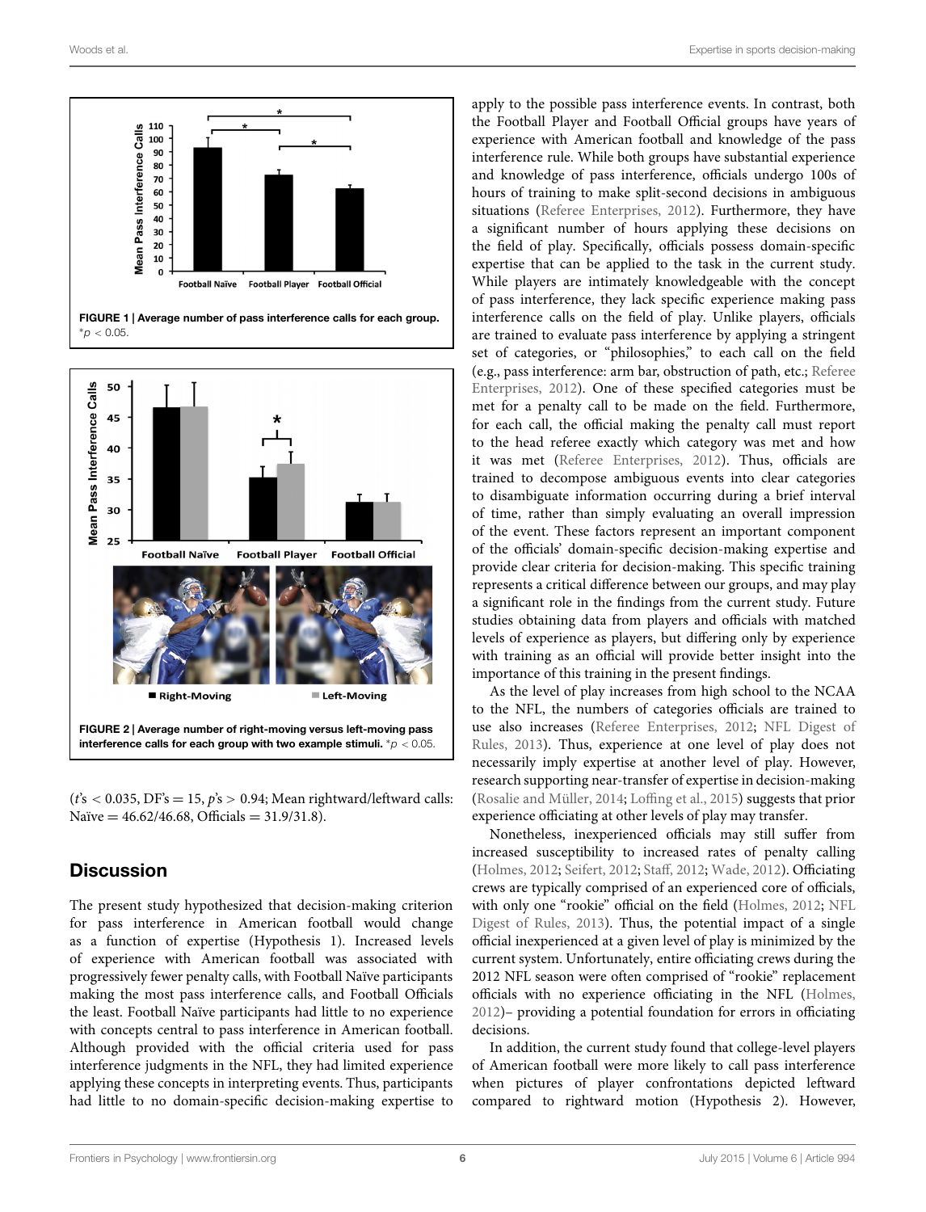Mean Pass Interference Calls

110
100
90
80
70
60
50
40
30
20
10
0

Football Naïve
Football Player
Football Official

*
*
*

**FIGURE 1 | Average number of pass interference calls for each group.** *$p < 0.05$.

Mean Pass Interference Calls

50
45
40
35
30
25

Football Naïve
Football Player
Football Official

*

■ Right-Moving
■ Left-Moving

**FIGURE 2 | Average number of right-moving versus left-moving pass interference calls for each group with two example stimuli.** *$p < 0.05$.

($t$'s $< 0.035$, DF's $= 15$, $p$'s $> 0.94$; Mean rightward/leftward calls: Naïve $= 46.62/46.68$, Officials $= 31.9/31.8$).

## Discussion

The present study hypothesized that decision-making criterion for pass interference in American football would change as a function of expertise (Hypothesis 1). Increased levels of experience with American football was associated with progressively fewer penalty calls, with Football Naïve participants making the most pass interference calls, and Football Officials the least. Football Naïve participants had little to no experience with concepts central to pass interference in American football. Although provided with the official criteria used for pass interference judgments in the NFL, they had limited experience applying these concepts in interpreting events. Thus, participants had little to no domain-specific decision-making expertise to apply to the possible pass interference events. In contrast, both the Football Player and Football Official groups have years of experience with American football and knowledge of the pass interference rule. While both groups have substantial experience and knowledge of pass interference, officials undergo 100s of hours of training to make split-second decisions in ambiguous situations (Referee Enterprises, 2012). Furthermore, they have a significant number of hours applying these decisions on the field of play. Specifically, officials possess domain-specific expertise that can be applied to the task in the current study. While players are intimately knowledgeable with the concept of pass interference, they lack specific experience making pass interference calls on the field of play. Unlike players, officials are trained to evaluate pass interference by applying a stringent set of categories, or "philosophies," to each call on the field (e.g., pass interference: arm bar, obstruction of path, etc.; Referee Enterprises, 2012). One of these specified categories must be met for a penalty call to be made on the field. Furthermore, for each call, the official making the penalty call must report to the head referee exactly which category was met and how it was met (Referee Enterprises, 2012). Thus, officials are trained to decompose ambiguous events into clear categories to disambiguate information occurring during a brief interval of time, rather than simply evaluating an overall impression of the event. These factors represent an important component of the officials' domain-specific decision-making expertise and provide clear criteria for decision-making. This specific training represents a critical difference between our groups, and may play a significant role in the findings from the current study. Future studies obtaining data from players and officials with matched levels of experience as players, but differing only by experience with training as an official will provide better insight into the importance of this training in the present findings.

As the level of play increases from high school to the NCAA to the NFL, the numbers of categories officials are trained to use also increases (Referee Enterprises, 2012; NFL Digest of Rules, 2013). Thus, experience at one level of play does not necessarily imply expertise at another level of play. However, research supporting near-transfer of expertise in decision-making (Rosalie and Müller, 2014; Loffing et al., 2015) suggests that prior experience officiating at other levels of play may transfer.

Nonetheless, inexperienced officials may still suffer from increased susceptibility to increased rates of penalty calling (Holmes, 2012; Seifert, 2012; Staff, 2012; Wade, 2012). Officiating crews are typically comprised of an experienced core of officials, with only one "rookie" official on the field (Holmes, 2012; NFL Digest of Rules, 2013). Thus, the potential impact of a single official inexperienced at a given level of play is minimized by the current system. Unfortunately, entire officiating crews during the 2012 NFL season were often comprised of "rookie" replacement officials with no experience officiating in the NFL (Holmes, 2012)– providing a potential foundation for errors in officiating decisions.

In addition, the current study found that college-level players of American football were more likely to call pass interference when pictures of player confrontations depicted leftward compared to rightward motion (Hypothesis 2). However,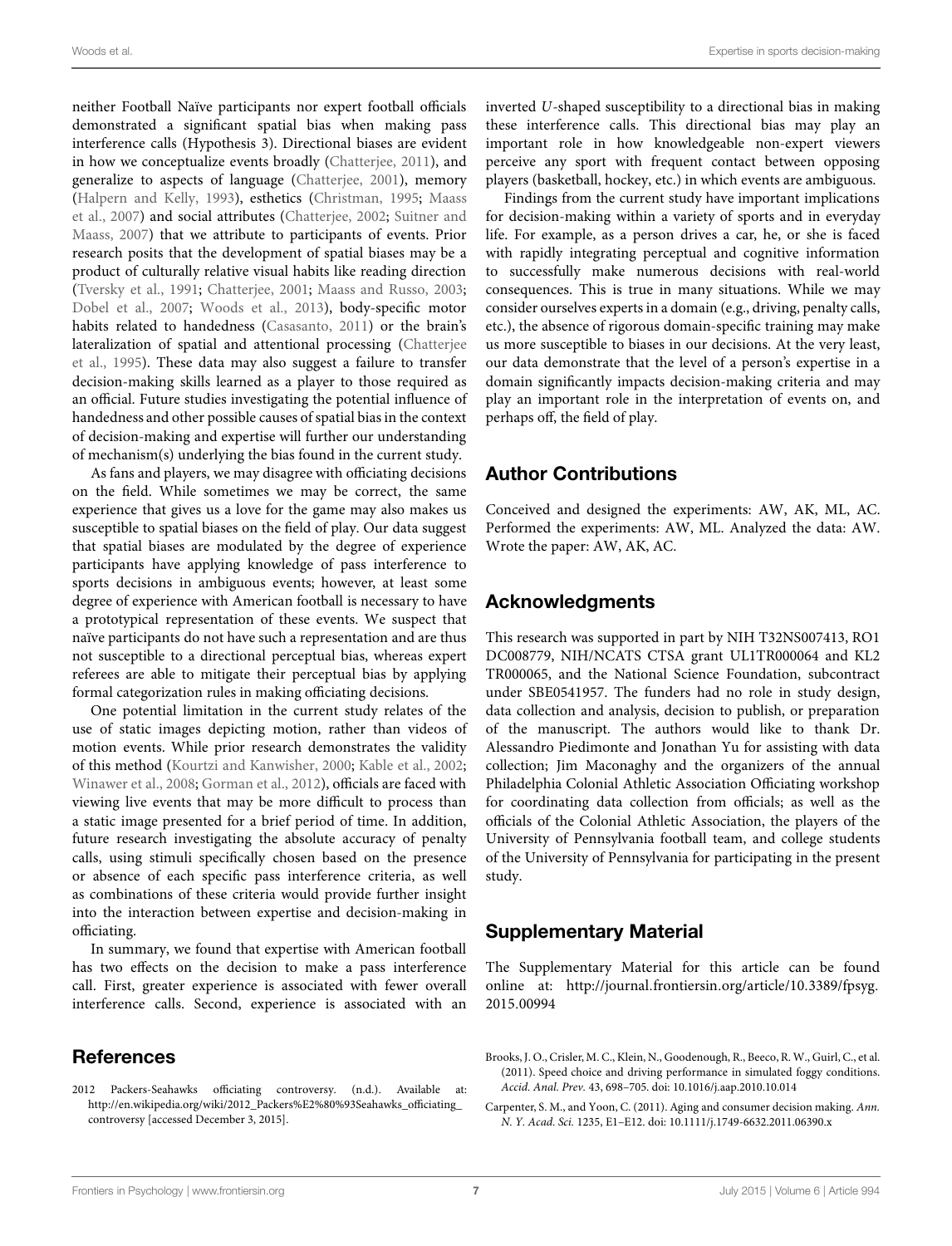neither Football Naïve participants nor expert football officials demonstrated a significant spatial bias when making pass interference calls (Hypothesis 3). Directional biases are evident in how we conceptualize events broadly (Chatterjee, 2011), and generalize to aspects of language (Chatterjee, 2001), memory (Halpern and Kelly, 1993), esthetics (Christman, 1995; Maass et al., 2007) and social attributes (Chatterjee, 2002; Suitner and Maass, 2007) that we attribute to participants of events. Prior research posits that the development of spatial biases may be a product of culturally relative visual habits like reading direction (Tversky et al., 1991; Chatterjee, 2001; Maass and Russo, 2003; Dobel et al., 2007; Woods et al., 2013), body-specific motor habits related to handedness (Casasanto, 2011) or the brain's lateralization of spatial and attentional processing (Chatterjee et al., 1995). These data may also suggest a failure to transfer decision-making skills learned as a player to those required as an official. Future studies investigating the potential influence of handedness and other possible causes of spatial bias in the context of decision-making and expertise will further our understanding of mechanism(s) underlying the bias found in the current study.

As fans and players, we may disagree with officiating decisions on the field. While sometimes we may be correct, the same experience that gives us a love for the game may also makes us susceptible to spatial biases on the field of play. Our data suggest that spatial biases are modulated by the degree of experience participants have applying knowledge of pass interference to sports decisions in ambiguous events; however, at least some degree of experience with American football is necessary to have a prototypical representation of these events. We suspect that naïve participants do not have such a representation and are thus not susceptible to a directional perceptual bias, whereas expert referees are able to mitigate their perceptual bias by applying formal categorization rules in making officiating decisions.

One potential limitation in the current study relates of the use of static images depicting motion, rather than videos of motion events. While prior research demonstrates the validity of this method (Kourtzi and Kanwisher, 2000; Kable et al., 2002; Winawer et al., 2008; Gorman et al., 2012), officials are faced with viewing live events that may be more difficult to process than a static image presented for a brief period of time. In addition, future research investigating the absolute accuracy of penalty calls, using stimuli specifically chosen based on the presence or absence of each specific pass interference criteria, as well as combinations of these criteria would provide further insight into the interaction between expertise and decision-making in officiating.

In summary, we found that expertise with American football has two effects on the decision to make a pass interference call. First, greater experience is associated with fewer overall interference calls. Second, experience is associated with an inverted *U*-shaped susceptibility to a directional bias in making these interference calls. This directional bias may play an important role in how knowledgeable non-expert viewers perceive any sport with frequent contact between opposing players (basketball, hockey, etc.) in which events are ambiguous.

Findings from the current study have important implications for decision-making within a variety of sports and in everyday life. For example, as a person drives a car, he, or she is faced with rapidly integrating perceptual and cognitive information to successfully make numerous decisions with real-world consequences. This is true in many situations. While we may consider ourselves experts in a domain (e.g., driving, penalty calls, etc.), the absence of rigorous domain-specific training may make us more susceptible to biases in our decisions. At the very least, our data demonstrate that the level of a person's expertise in a domain significantly impacts decision-making criteria and may play an important role in the interpretation of events on, and perhaps off, the field of play.

## Author Contributions

Conceived and designed the experiments: AW, AK, ML, AC. Performed the experiments: AW, ML. Analyzed the data: AW. Wrote the paper: AW, AK, AC.

## Acknowledgments

This research was supported in part by NIH T32NS007413, RO1 DC008779, NIH/NCATS CTSA grant UL1TR000064 and KL2 TR000065, and the National Science Foundation, subcontract under SBE0541957. The funders had no role in study design, data collection and analysis, decision to publish, or preparation of the manuscript. The authors would like to thank Dr. Alessandro Piedimonte and Jonathan Yu for assisting with data collection; Jim Maconaghy and the organizers of the annual Philadelphia Colonial Athletic Association Officiating workshop for coordinating data collection from officials; as well as the officials of the Colonial Athletic Association, the players of the University of Pennsylvania football team, and college students of the University of Pennsylvania for participating in the present study.

## Supplementary Material

The Supplementary Material for this article can be found online at: http://journal.frontiersin.org/article/10.3389/fpsyg.2015.00994

## References

2012 Packers-Seahawks officiating controversy. (n.d.). Available at: http://en.wikipedia.org/wiki/2012_Packers%E2%80%93Seahawks_officiating_controversy [accessed December 3, 2015].

Brooks, J. O., Crisler, M. C., Klein, N., Goodenough, R., Beeco, R. W., Guirl, C., et al. (2011). Speed choice and driving performance in simulated foggy conditions. *Accid. Anal. Prev.* 43, 698–705. doi: 10.1016/j.aap.2010.10.014

Carpenter, S. M., and Yoon, C. (2011). Aging and consumer decision making. *Ann. N. Y. Acad. Sci.* 1235, E1–E12. doi: 10.1111/j.1749-6632.2011.06390.x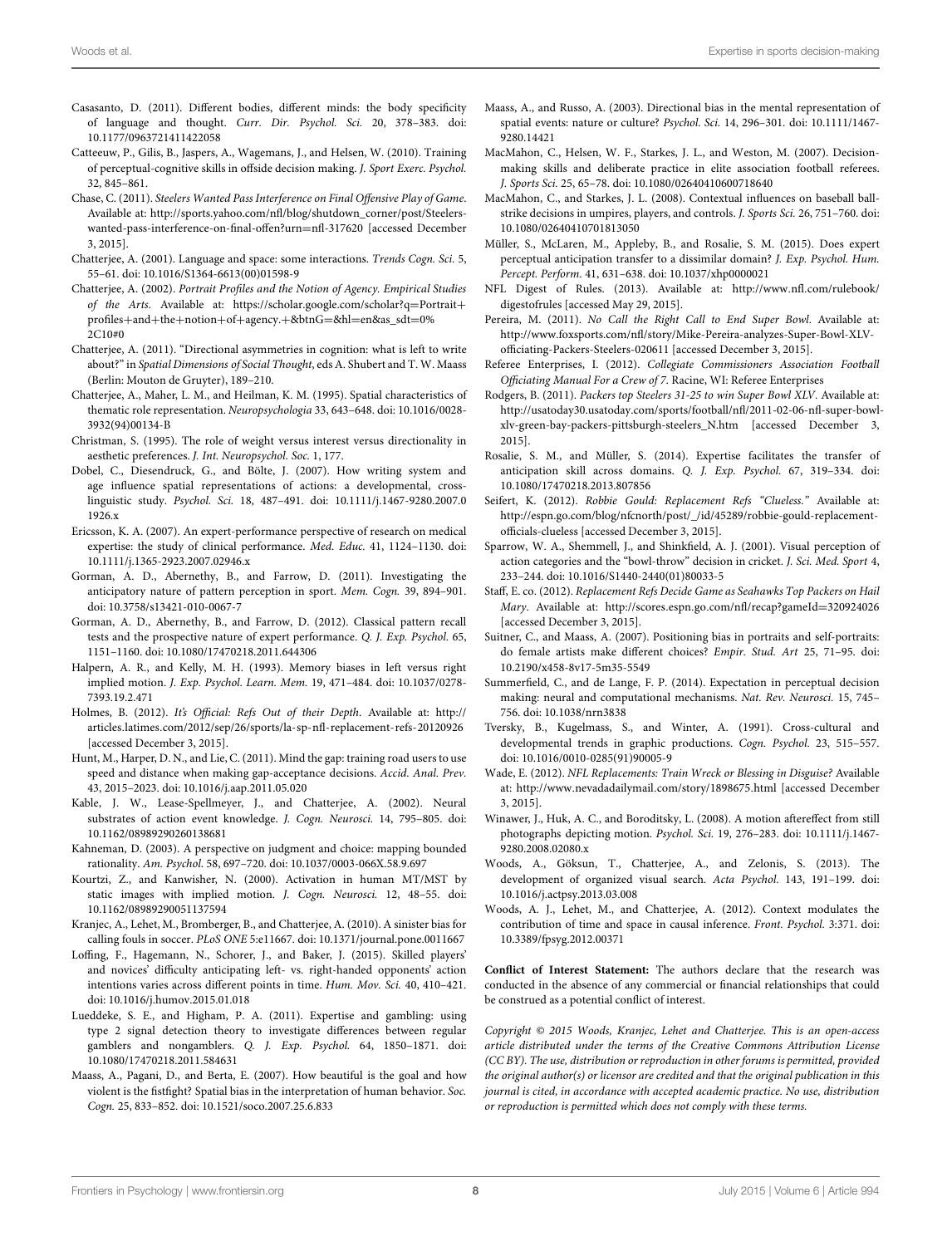Casasanto, D. (2011). Different bodies, different minds: the body specificity of language and thought. *Curr. Dir. Psychol. Sci.* 20, 378–383. doi: 10.1177/0963721411422058

Catteeuw, P., Gilis, B., Jaspers, A., Wagemans, J., and Helsen, W. (2010). Training of perceptual-cognitive skills in offside decision making. *J. Sport Exerc. Psychol.* 32, 845–861.

Chase, C. (2011). *Steelers Wanted Pass Interference on Final Offensive Play of Game*. Available at: http://sports.yahoo.com/nfl/blog/shutdown_corner/post/Steelers-wanted-pass-interference-on-final-offen?urn=nfl-317620 [accessed December 3, 2015].

Chatterjee, A. (2001). Language and space: some interactions. *Trends Cogn. Sci.* 5, 55–61. doi: 10.1016/S1364-6613(00)01598-9

Chatterjee, A. (2002). *Portrait Profiles and the Notion of Agency. Empirical Studies of the Arts*. Available at: https://scholar.google.com/scholar?q=Portrait+profiles+and+the+notion+of+agency.+&btnG=&hl=en&as_sdt=0%2C10#0

Chatterjee, A. (2011). "Directional asymmetries in cognition: what is left to write about?" in *Spatial Dimensions of Social Thought*, eds A. Shubert and T. W. Maass (Berlin: Mouton de Gruyter), 189–210.

Chatterjee, A., Maher, L. M., and Heilman, K. M. (1995). Spatial characteristics of thematic role representation. *Neuropsychologia* 33, 643–648. doi: 10.1016/0028-3932(94)00134-B

Christman, S. (1995). The role of weight versus interest versus directionality in aesthetic preferences. *J. Int. Neuropsychol. Soc.* 1, 177.

Dobel, C., Diesendruck, G., and Bölte, J. (2007). How writing system and age influence spatial representations of actions: a developmental, cross-linguistic study. *Psychol. Sci.* 18, 487–491. doi: 10.1111/j.1467-9280.2007.01926.x

Ericsson, K. A. (2007). An expert-performance perspective of research on medical expertise: the study of clinical performance. *Med. Educ.* 41, 1124–1130. doi: 10.1111/j.1365-2923.2007.02946.x

Gorman, A. D., Abernethy, B., and Farrow, D. (2011). Investigating the anticipatory nature of pattern perception in sport. *Mem. Cogn.* 39, 894–901. doi: 10.3758/s13421-010-0067-7

Gorman, A. D., Abernethy, B., and Farrow, D. (2012). Classical pattern recall tests and the prospective nature of expert performance. *Q. J. Exp. Psychol.* 65, 1151–1160. doi: 10.1080/17470218.2011.644306

Halpern, A. R., and Kelly, M. H. (1993). Memory biases in left versus right implied motion. *J. Exp. Psychol. Learn. Mem.* 19, 471–484. doi: 10.1037/0278-7393.19.2.471

Holmes, B. (2012). *It's Official: Refs Out of their Depth*. Available at: http://articles.latimes.com/2012/sep/26/sports/la-sp-nfl-replacement-refs-20120926 [accessed December 3, 2015].

Hunt, M., Harper, D. N., and Lie, C. (2011). Mind the gap: training road users to use speed and distance when making gap-acceptance decisions. *Accid. Anal. Prev.* 43, 2015–2023. doi: 10.1016/j.aap.2011.05.020

Kable, J. W., Lease-Spellmeyer, J., and Chatterjee, A. (2002). Neural substrates of action event knowledge. *J. Cogn. Neurosci.* 14, 795–805. doi: 10.1162/08989290260138681

Kahneman, D. (2003). A perspective on judgment and choice: mapping bounded rationality. *Am. Psychol.* 58, 697–720. doi: 10.1037/0003-066X.58.9.697

Kourtzi, Z., and Kanwisher, N. (2000). Activation in human MT/MST by static images with implied motion. *J. Cogn. Neurosci.* 12, 48–55. doi: 10.1162/08989290051137594

Kranjec, A., Lehet, M., Bromberger, B., and Chatterjee, A. (2010). A sinister bias for calling fouls in soccer. *PLoS ONE* 5:e11667. doi: 10.1371/journal.pone.0011667

Loffing, F., Hagemann, N., Schorer, J., and Baker, J. (2015). Skilled players' and novices' difficulty anticipating left- vs. right-handed opponents' action intentions varies across different points in time. *Hum. Mov. Sci.* 40, 410–421. doi: 10.1016/j.humov.2015.01.018

Lueddeke, S. E., and Higham, P. A. (2011). Expertise and gambling: using type 2 signal detection theory to investigate differences between regular gamblers and nongamblers. *Q. J. Exp. Psychol.* 64, 1850–1871. doi: 10.1080/17470218.2011.584631

Maass, A., Pagani, D., and Berta, E. (2007). How beautiful is the goal and how violent is the fistfight? Spatial bias in the interpretation of human behavior. *Soc. Cogn.* 25, 833–852. doi: 10.1521/soco.2007.25.6.833

Maass, A., and Russo, A. (2003). Directional bias in the mental representation of spatial events: nature or culture? *Psychol. Sci.* 14, 296–301. doi: 10.1111/1467-9280.14421

MacMahon, C., Helsen, W. F., Starkes, J. L., and Weston, M. (2007). Decision-making skills and deliberate practice in elite association football referees. *J. Sports Sci.* 25, 65–78. doi: 10.1080/02640410600718640

MacMahon, C., and Starkes, J. L. (2008). Contextual influences on baseball ball-strike decisions in umpires, players, and controls. *J. Sports Sci.* 26, 751–760. doi: 10.1080/02640410701813050

Müller, S., McLaren, M., Appleby, B., and Rosalie, S. M. (2015). Does expert perceptual anticipation transfer to a dissimilar domain? *J. Exp. Psychol. Hum. Percept. Perform.* 41, 631–638. doi: 10.1037/xhp0000021

NFL Digest of Rules. (2013). Available at: http://www.nfl.com/rulebook/digestofrules [accessed May 29, 2015].

Pereira, M. (2011). *No Call the Right Call to End Super Bowl*. Available at: http://www.foxsports.com/nfl/story/Mike-Pereira-analyzes-Super-Bowl-XLV-officiating-Packers-Steelers-020611 [accessed December 3, 2015].

Referee Enterprises, I. (2012). *Collegiate Commissioners Association Football Officiating Manual For a Crew of 7*. Racine, WI: Referee Enterprises

Rodgers, B. (2011). *Packers top Steelers 31-25 to win Super Bowl XLV*. Available at: http://usatoday30.usatoday.com/sports/football/nfl/2011-02-06-nfl-super-bowl-xlv-green-bay-packers-pittsburgh-steelers_N.htm [accessed December 3, 2015].

Rosalie, S. M., and Müller, S. (2014). Expertise facilitates the transfer of anticipation skill across domains. *Q. J. Exp. Psychol.* 67, 319–334. doi: 10.1080/17470218.2013.807856

Seifert, K. (2012). *Robbie Gould: Replacement Refs "Clueless."* Available at: http://espn.go.com/blog/nfcnorth/post/_/id/45289/robbie-gould-replacement-officials-clueless [accessed December 3, 2015].

Sparrow, W. A., Shemmell, J., and Shinkfield, A. J. (2001). Visual perception of action categories and the "bowl-throw" decision in cricket. *J. Sci. Med. Sport* 4, 233–244. doi: 10.1016/S1440-2440(01)80033-5

Staff, E. co. (2012). *Replacement Refs Decide Game as Seahawks Top Packers on Hail Mary*. Available at: http://scores.espn.go.com/nfl/recap?gameId=320924026 [accessed December 3, 2015].

Suitner, C., and Maass, A. (2007). Positioning bias in portraits and self-portraits: do female artists make different choices? *Empir. Stud. Art* 25, 71–95. doi: 10.2190/x458-8v17-5m35-5549

Summerfield, C., and de Lange, F. P. (2014). Expectation in perceptual decision making: neural and computational mechanisms. *Nat. Rev. Neurosci.* 15, 745–756. doi: 10.1038/nrn3838

Tversky, B., Kugelmass, S., and Winter, A. (1991). Cross-cultural and developmental trends in graphic productions. *Cogn. Psychol.* 23, 515–557. doi: 10.1016/0010-0285(91)90005-9

Wade, E. (2012). *NFL Replacements: Train Wreck or Blessing in Disguise?* Available at: http://www.nevadadailymail.com/story/1898675.html [accessed December 3, 2015].

Winawer, J., Huk, A. C., and Boroditsky, L. (2008). A motion aftereffect from still photographs depicting motion. *Psychol. Sci.* 19, 276–283. doi: 10.1111/j.1467-9280.2008.02080.x

Woods, A., Göksun, T., Chatterjee, A., and Zelonis, S. (2013). The development of organized visual search. *Acta Psychol.* 143, 191–199. doi: 10.1016/j.actpsy.2013.03.008

Woods, A. J., Lehet, M., and Chatterjee, A. (2012). Context modulates the contribution of time and space in causal inference. *Front. Psychol.* 3:371. doi: 10.3389/fpsyg.2012.00371

**Conflict of Interest Statement:** The authors declare that the research was conducted in the absence of any commercial or financial relationships that could be construed as a potential conflict of interest.

*Copyright © 2015 Woods, Kranjec, Lehet and Chatterjee. This is an open-access article distributed under the terms of the Creative Commons Attribution License (CC BY). The use, distribution or reproduction in other forums is permitted, provided the original author(s) or licensor are credited and that the original publication in this journal is cited, in accordance with accepted academic practice. No use, distribution or reproduction is permitted which does not comply with these terms.*